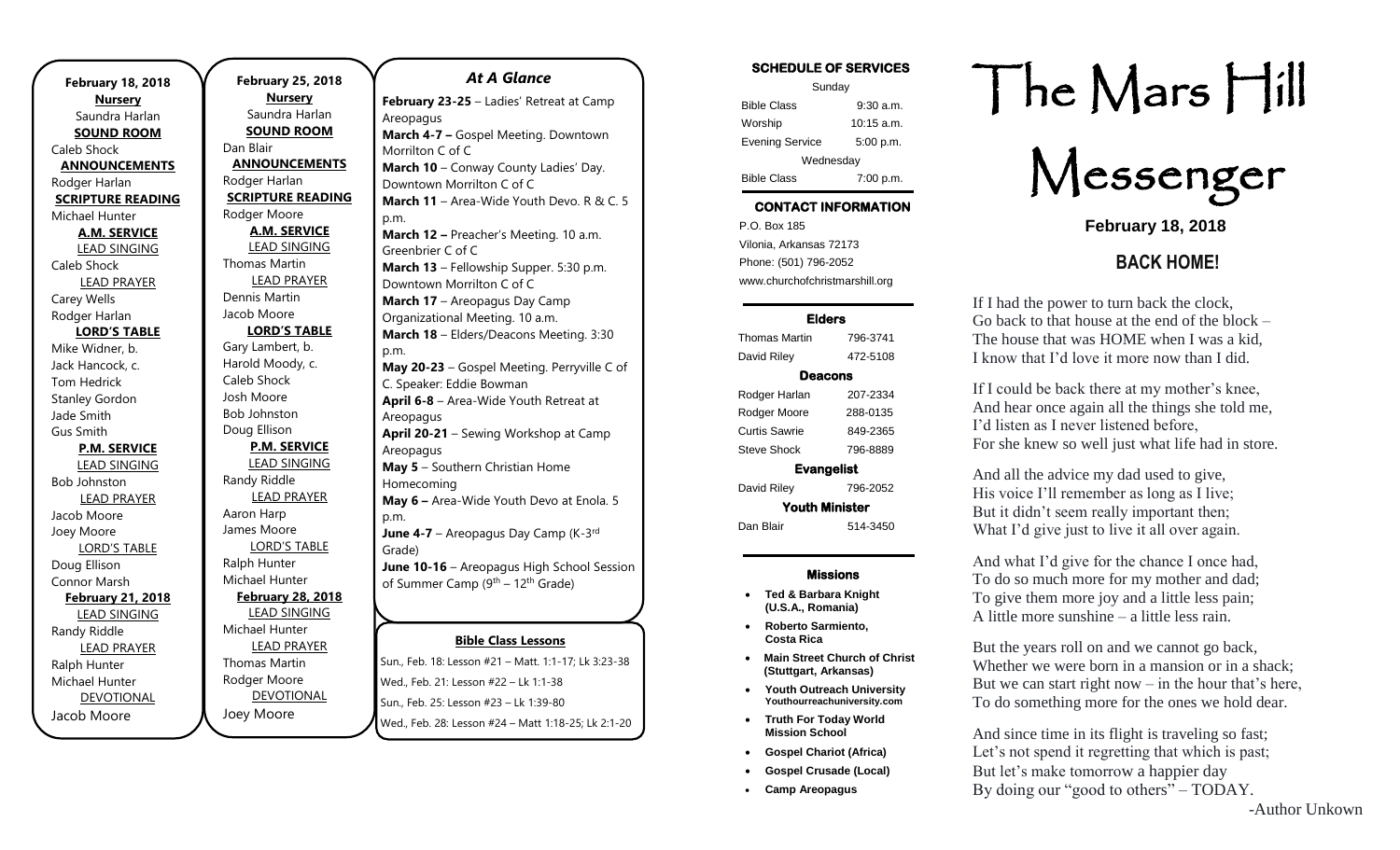**February 18, 2018**

**Nursery**

Saundra Harlan

**SOUND ROOM**

Caleb Shock

**ANNOUNCEMENTS**

Rodger Harlan

**SCRIPTURE READING**

Michael Hunter

**A.M. SERVICE**

LEAD SINGING

Caleb Shock

LEAD PRAYER

Carey Wells

Rodger Harlan

**LORD'S TABLE**

Mike Widner, b.

Jack Hancock, c.

Tom Hedrick

Stanley Gordon

Jade Smith

Gus Smith

**P.M. SERVICE**

LEAD SINGING

Bob Johnston

LEAD PRAYER

Jacob Moore

Joey Moore

LORD'S TABLE

Doug Ellison

Connor Marsh

**February 21, 2018**

LEAD SINGING

Randy Riddle

LEAD PRAYER

Ralph Hunter

Michael Hunter

DEVOTIONAL

Jacob Moore

**February 25, 2018**

**Nursery**

Saundra Harlan

**SOUND ROOM**

Dan Blair

**ANNOUNCEMENTS**

Rodger Harlan

**SCRIPTURE READING**

Rodger Moore

**A.M. SERVICE**

LEAD SINGING

Thomas Martin

LEAD PRAYER

Dennis Martin

Jacob Moore

**LORD'S TABLE**

Gary Lambert, b.

Harold Moody, c.

Caleb Shock

Josh Moore

Bob Johnston

Doug Ellison

**P.M. SERVICE**

LEAD SINGING

Randy Riddle

LEAD PRAYER

Aaron Harp

James Moore

LORD'S TABLE

Ralph Hunter

Michael Hunter

**February 28, 2018**

LEAD SINGING

Michael Hunter

LEAD PRAYER

Thomas Martin

Rodger Moore

DEVOTIONAL

Joey Moore

## *At A Glance*

**February 23-25** – Ladies' Retreat at Camp Areopagus

**March 4-7 –** Gospel Meeting. Downtown Morrilton C of C

**March 10** – Conway County Ladies' Day. Downtown Morrilton C of C

**March 11** – Area-Wide Youth Devo. R & C. 5 p.m.

**March 12 –** Preacher's Meeting. 10 a.m. Greenbrier C of C

**March 13** – Fellowship Supper. 5:30 p.m. Downtown Morrilton C of C

**March 17** – Areopagus Day Camp Organizational Meeting. 10 a.m.

**March 18** – Elders/Deacons Meeting. 3:30 p.m.

**May 20-23** – Gospel Meeting. Perryville C of C. Speaker: Eddie Bowman

**April 6-8** – Area-Wide Youth Retreat at Areopagus

**April 20-21** – Sewing Workshop at Camp Areopagus

**May 5** – Southern Christian Home Homecoming

**May 6 –** Area-Wide Youth Devo at Enola. 5 p.m.

**June 4-7** – Areopagus Day Camp (K-3rd Grade)

**June 10-16** – Areopagus High School Session of Summer Camp (9th – 12th Grade)

**Bible Class Lessons**

Sun., Feb. 18: Lesson #21 – Matt. 1:1-17; Lk 3:23-38

Wed., Feb. 21: Lesson #22 – Lk 1:1-38

Sun., Feb. 25: Lesson #23 – Lk 1:39-80

Wed., Feb. 28: Lesson #24 – Matt 1:18-25; Lk 2:1-20

**SCHEDULE OF SERVICES**

| Sunday | |
|---|---|
| Bible Class | 9:30 a.m. |
| Worship | 10:15 a.m. |
| Evening Service | 5:00 p.m. |
| Wednesday | |
| Bible Class | 7:00 p.m. |

**CONTACT INFORMATION**

P.O. Box 185

Vilonia, Arkansas 72173

Phone: (501) 796-2052

www.churchofchristmarshill.org

**Elders**

| | |
|---|---|
| Thomas Martin | 796-3741 |
| David Riley | 472-5108 |

**Deacons**

| | |
|---|---|
| Rodger Harlan | 207-2334 |
| Rodger Moore | 288-0135 |
| Curtis Sawrie | 849-2365 |
| Steve Shock | 796-8889 |

**Evangelist**

| | |
|---|---|
| David Riley | 796-2052 |

**Youth Minister**

| | |
|---|---|
| Dan Blair | 514-3450 |

**Missions**

- **Ted & Barbara Knight (U.S.A., Romania)**
- **Roberto Sarmiento, Costa Rica**
- **Main Street Church of Christ (Stuttgart, Arkansas)**
- **Youth Outreach University** Youthourreachuniversity.com
- **Truth For Today World Mission School**
- **Gospel Chariot (Africa)**
- **Gospel Crusade (Local)**
- **Camp Areopagus**

# The Mars Hill Messenger

**February 18, 2018**

## BACK HOME!

If I had the power to turn back the clock,
Go back to that house at the end of the block –
The house that was HOME when I was a kid,
I know that I'd love it more now than I did.

If I could be back there at my mother's knee,
And hear once again all the things she told me,
I'd listen as I never listened before,
For she knew so well just what life had in store.

And all the advice my dad used to give,
His voice I'll remember as long as I live;
But it didn't seem really important then;
What I'd give just to live it all over again.

And what I'd give for the chance I once had,
To do so much more for my mother and dad;
To give them more joy and a little less pain;
A little more sunshine – a little less rain.

But the years roll on and we cannot go back,
Whether we were born in a mansion or in a shack;
But we can start right now – in the hour that's here,
To do something more for the ones we hold dear.

And since time in its flight is traveling so fast;
Let's not spend it regretting that which is past;
But let's make tomorrow a happier day
By doing our "good to others" – TODAY.

-Author Unkown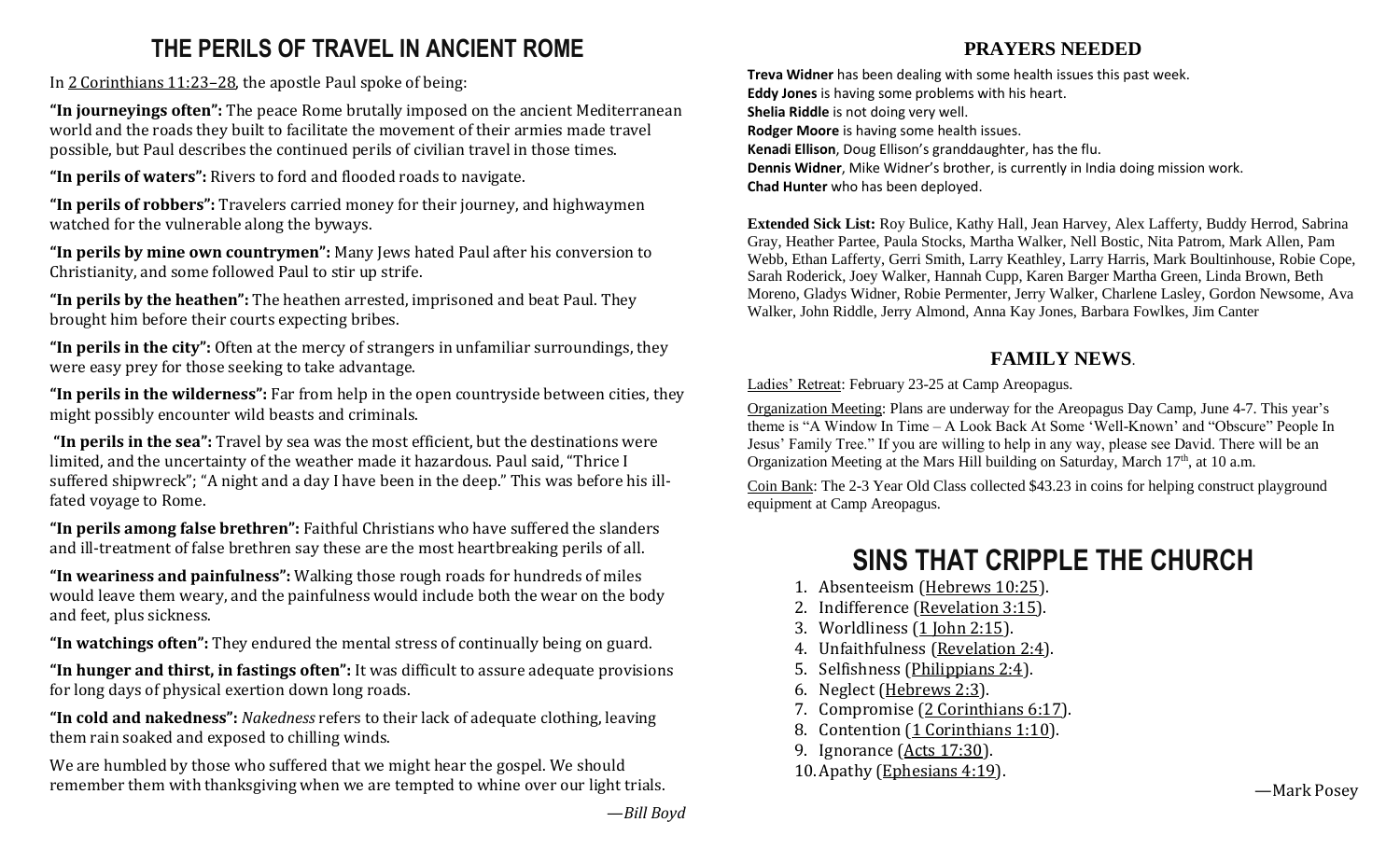# THE PERILS OF TRAVEL IN ANCIENT ROME

In 2 Corinthians 11:23–28, the apostle Paul spoke of being:

**"In journeyings often":** The peace Rome brutally imposed on the ancient Mediterranean world and the roads they built to facilitate the movement of their armies made travel possible, but Paul describes the continued perils of civilian travel in those times.

**"In perils of waters":** Rivers to ford and flooded roads to navigate.

**"In perils of robbers":** Travelers carried money for their journey, and highwaymen watched for the vulnerable along the byways.

**"In perils by mine own countrymen":** Many Jews hated Paul after his conversion to Christianity, and some followed Paul to stir up strife.

**"In perils by the heathen":** The heathen arrested, imprisoned and beat Paul. They brought him before their courts expecting bribes.

**"In perils in the city":** Often at the mercy of strangers in unfamiliar surroundings, they were easy prey for those seeking to take advantage.

**"In perils in the wilderness":** Far from help in the open countryside between cities, they might possibly encounter wild beasts and criminals.

**"In perils in the sea":** Travel by sea was the most efficient, but the destinations were limited, and the uncertainty of the weather made it hazardous. Paul said, "Thrice I suffered shipwreck"; "A night and a day I have been in the deep." This was before his ill-fated voyage to Rome.

**"In perils among false brethren":** Faithful Christians who have suffered the slanders and ill-treatment of false brethren say these are the most heartbreaking perils of all.

**"In weariness and painfulness":** Walking those rough roads for hundreds of miles would leave them weary, and the painfulness would include both the wear on the body and feet, plus sickness.

**"In watchings often":** They endured the mental stress of continually being on guard.

**"In hunger and thirst, in fastings often":** It was difficult to assure adequate provisions for long days of physical exertion down long roads.

**"In cold and nakedness":** *Nakedness* refers to their lack of adequate clothing, leaving them rain soaked and exposed to chilling winds.

We are humbled by those who suffered that we might hear the gospel. We should remember them with thanksgiving when we are tempted to whine over our light trials.

*—Bill Boyd*

## PRAYERS NEEDED

**Treva Widner** has been dealing with some health issues this past week.
**Eddy Jones** is having some problems with his heart.
**Shelia Riddle** is not doing very well.
**Rodger Moore** is having some health issues.
**Kenadi Ellison**, Doug Ellison's granddaughter, has the flu.
**Dennis Widner**, Mike Widner's brother, is currently in India doing mission work.
**Chad Hunter** who has been deployed.

**Extended Sick List:** Roy Bulice, Kathy Hall, Jean Harvey, Alex Lafferty, Buddy Herrod, Sabrina Gray, Heather Partee, Paula Stocks, Martha Walker, Nell Bostic, Nita Patrom, Mark Allen, Pam Webb, Ethan Lafferty, Gerri Smith, Larry Keathley, Larry Harris, Mark Boultinhouse, Robie Cope, Sarah Roderick, Joey Walker, Hannah Cupp, Karen Barger Martha Green, Linda Brown, Beth Moreno, Gladys Widner, Robie Permenter, Jerry Walker, Charlene Lasley, Gordon Newsome, Ava Walker, John Riddle, Jerry Almond, Anna Kay Jones, Barbara Fowlkes, Jim Canter

## FAMILY NEWS.

Ladies' Retreat: February 23-25 at Camp Areopagus.

Organization Meeting: Plans are underway for the Areopagus Day Camp, June 4-7. This year's theme is "A Window In Time – A Look Back At Some 'Well-Known' and "Obscure" People In Jesus' Family Tree." If you are willing to help in any way, please see David. There will be an Organization Meeting at the Mars Hill building on Saturday, March 17th, at 10 a.m.

Coin Bank: The 2-3 Year Old Class collected $43.23 in coins for helping construct playground equipment at Camp Areopagus.

# SINS THAT CRIPPLE THE CHURCH

1. Absenteeism (Hebrews 10:25).
2. Indifference (Revelation 3:15).
3. Worldliness (1 John 2:15).
4. Unfaithfulness (Revelation 2:4).
5. Selfishness (Philippians 2:4).
6. Neglect (Hebrews 2:3).
7. Compromise (2 Corinthians 6:17).
8. Contention (1 Corinthians 1:10).
9. Ignorance (Acts 17:30).
10. Apathy (Ephesians 4:19).

—Mark Posey